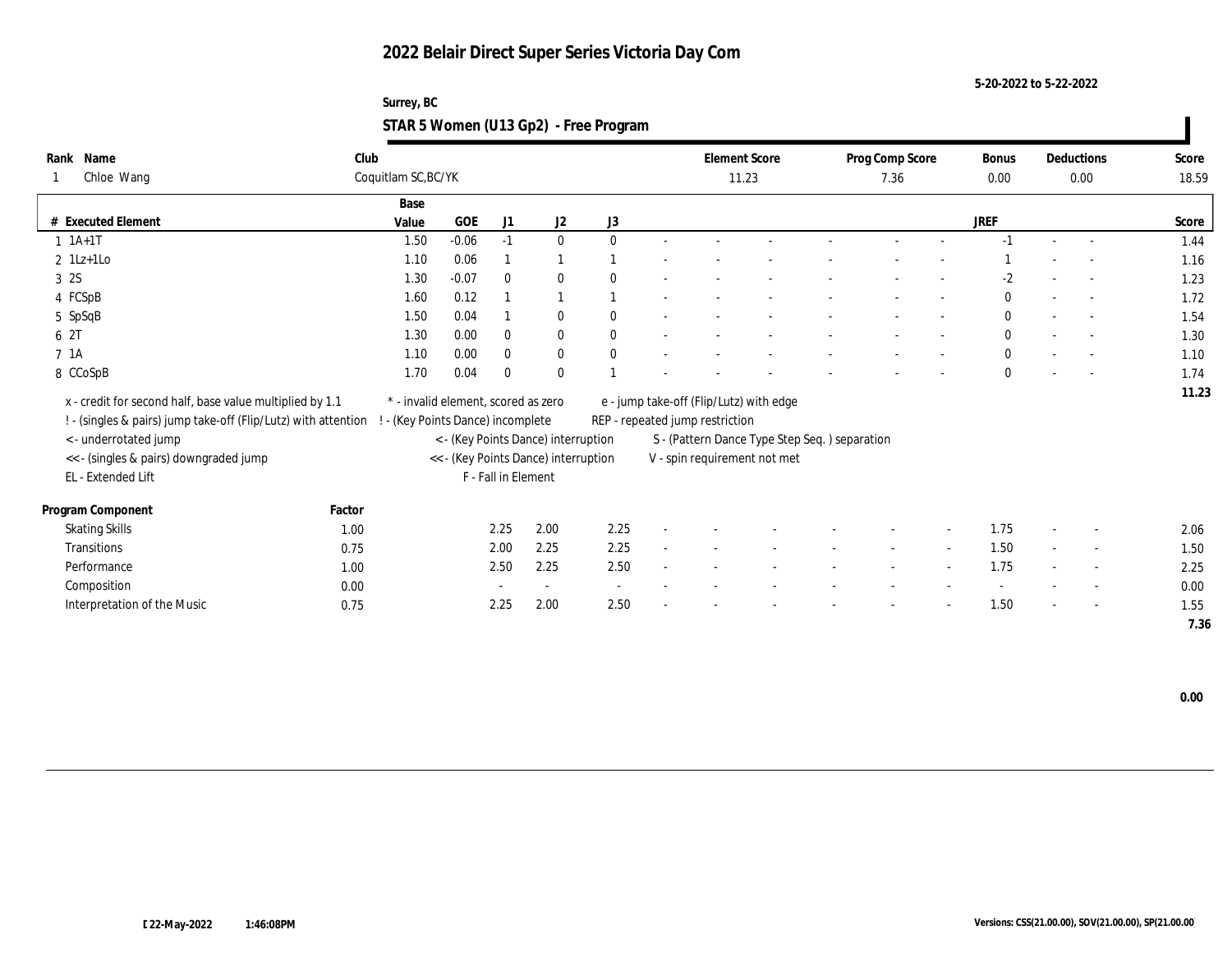# 2022 Belair Direct Super Series Victoria Day Com

5-20-2022 to 5-22-2022

Surrey, BC

## STAR 5 Women (U13 Gp2) - Free Program

| Rank | Name | Club | Element Score | Prog Comp Score | Bonus | Deductions | Score |
|---|---|---|---|---|---|---|---|
| 1 | Chloe Wang | Coquitlam SC,BC/YK | 11.23 | 7.36 | 0.00 | 0.00 | 18.59 |

| # | Executed Element | Base Value | GOE | J1 | J2 | J3 | | | | | | | | | JREF | | | Score |
|---|---|---|---|---|---|---|---|---|---|---|---|---|---|---|---|---|---|---|
| 1 | 1A+1T | 1.50 | -0.06 | -1 | 0 | 0 | - | - | - | - | - | - | - | - | -1 | - | - | 1.44 |
| 2 | 1Lz+1Lo | 1.10 | 0.06 | 1 | 1 | 1 | - | - | - | - | - | - | - | - | 1 | - | - | 1.16 |
| 3 | 2S | 1.30 | -0.07 | 0 | 0 | 0 | - | - | - | - | - | - | - | - | -2 | - | - | 1.23 |
| 4 | FCSpB | 1.60 | 0.12 | 1 | 1 | 1 | - | - | - | - | - | - | - | - | 0 | - | - | 1.72 |
| 5 | SpSqB | 1.50 | 0.04 | 1 | 0 | 0 | - | - | - | - | - | - | - | - | 0 | - | - | 1.54 |
| 6 | 2T | 1.30 | 0.00 | 0 | 0 | 0 | - | - | - | - | - | - | - | - | 0 | - | - | 1.30 |
| 7 | 1A | 1.10 | 0.00 | 0 | 0 | 0 | - | - | - | - | - | - | - | - | 0 | - | - | 1.10 |
| 8 | CCoSpB | 1.70 | 0.04 | 0 | 0 | 1 | - | - | - | - | - | - | - | - | 0 | - | - | 1.74 |
| | | | | | | | | | | | | | | | | | | 11.23 |

x - credit for second half, base value multiplied by 1.1
! - (singles & pairs) jump take-off (Flip/Lutz) with attention
< - underrotated jump
<< - (singles & pairs) downgraded jump
EL - Extended Lift
* - invalid element, scored as zero
! - (Key Points Dance) incomplete
< - (Key Points Dance) interruption
<< - (Key Points Dance) interruption
F - Fall in Element
e - jump take-off (Flip/Lutz) with edge
REP - repeated jump restriction
S - (Pattern Dance Type Step Seq. ) separation
V - spin requirement not met

| Program Component | Factor | J1 | J2 | J3 | | | | | | | | | JREF | | | Score |
|---|---|---|---|---|---|---|---|---|---|---|---|---|---|---|---|---|
| Skating Skills | 1.00 | 2.25 | 2.00 | 2.25 | - | - | - | - | - | - | - | - | 1.75 | - | - | 2.06 |
| Transitions | 0.75 | 2.00 | 2.25 | 2.25 | - | - | - | - | - | - | - | - | 1.50 | - | - | 1.50 |
| Performance | 1.00 | 2.50 | 2.25 | 2.50 | - | - | - | - | - | - | - | - | 1.75 | - | - | 2.25 |
| Composition | 0.00 | - | - | - | - | - | - | - | - | - | - | - | - | - | - | 0.00 |
| Interpretation of the Music | 0.75 | 2.25 | 2.00 | 2.50 | - | - | - | - | - | - | - | - | 1.50 | - | - | 1.55 |
| | | | | | | | | | | | | | | | | 7.36 |

0.00

22-May-2022 1:46:08PM

Versions: CSS(21.00.00), SOV(21.00.00), SP(21.00.00)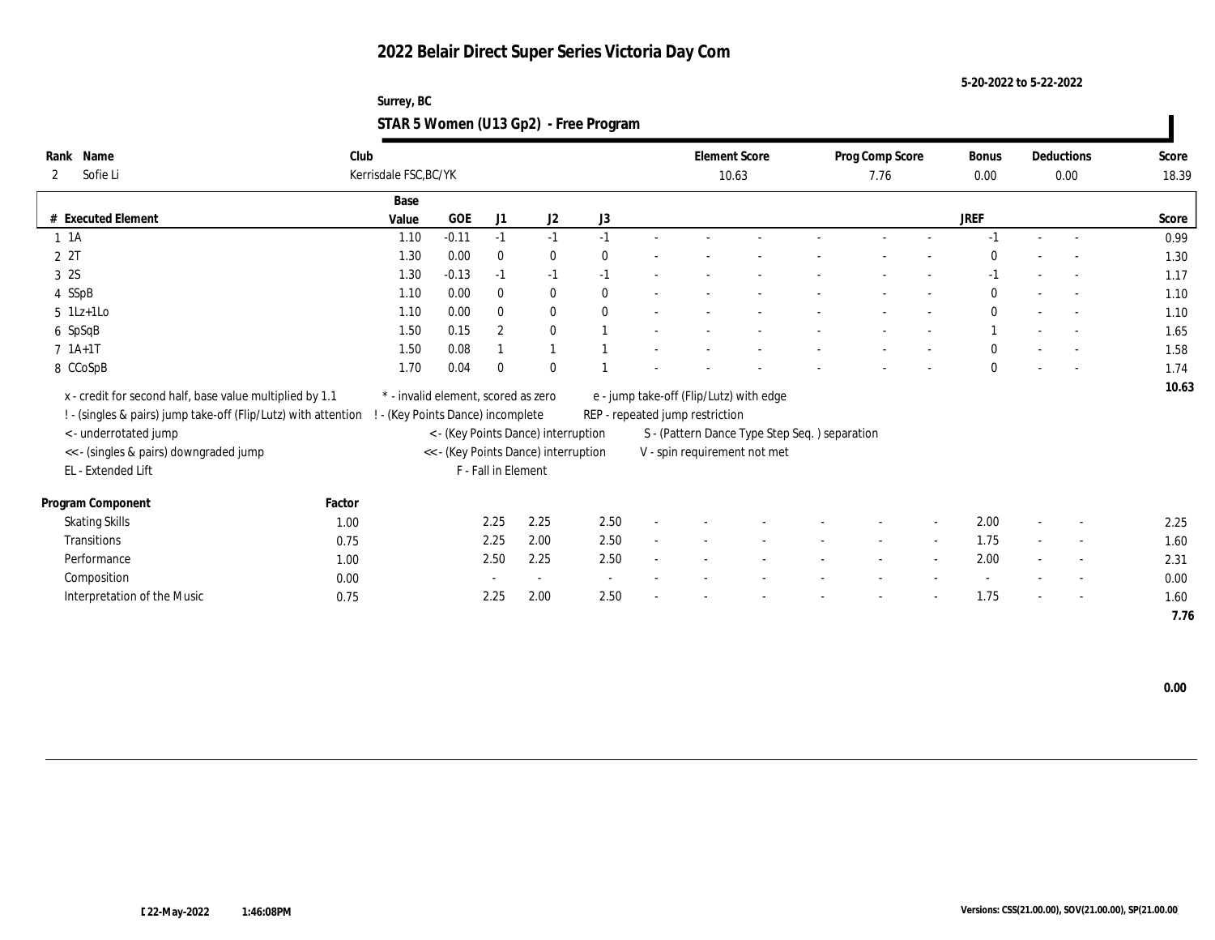# 2022 Belair Direct Super Series Victoria Day Com

5-20-2022 to 5-22-2022

Surrey, BC

## STAR 5 Women (U13 Gp2) - Free Program

| Rank | Name | Club | Element Score | Prog Comp Score | Bonus | Deductions | Score |
|---|---|---|---|---|---|---|---|
| 2 | Sofie Li | Kerrisdale FSC,BC/YK | 10.63 | 7.76 | 0.00 | 0.00 | 18.39 |

| # | Executed Element | Base Value | GOE | J1 | J2 | J3 | | | | | | | | | JREF | | | Score |
|---|---|---|---|---|---|---|---|---|---|---|---|---|---|---|---|---|---|---|
| 1 | 1A | 1.10 | -0.11 | -1 | -1 | -1 | - | - | - | - | - | - | - | - | -1 | - | - | 0.99 |
| 2 | 2T | 1.30 | 0.00 | 0 | 0 | 0 | - | - | - | - | - | - | - | - | 0 | - | - | 1.30 |
| 3 | 2S | 1.30 | -0.13 | -1 | -1 | -1 | - | - | - | - | - | - | - | - | -1 | - | - | 1.17 |
| 4 | SSpB | 1.10 | 0.00 | 0 | 0 | 0 | - | - | - | - | - | - | - | - | 0 | - | - | 1.10 |
| 5 | 1Lz+1Lo | 1.10 | 0.00 | 0 | 0 | 0 | - | - | - | - | - | - | - | - | 0 | - | - | 1.10 |
| 6 | SpSqB | 1.50 | 0.15 | 2 | 0 | 1 | - | - | - | - | - | - | - | - | 1 | - | - | 1.65 |
| 7 | 1A+1T | 1.50 | 0.08 | 1 | 1 | 1 | - | - | - | - | - | - | - | - | 0 | - | - | 1.58 |
| 8 | CCoSpB | 1.70 | 0.04 | 0 | 0 | 1 | - | - | - | - | - | - | - | - | 0 | - | - | 1.74 |
| | | | | | | | | | | | | | | | | | | 10.63 |

x - credit for second half, base value multiplied by 1.1
! - (singles & pairs) jump take-off (Flip/Lutz) with attention
< - underrotated jump
<< - (singles & pairs) downgraded jump
EL - Extended Lift
* - invalid element, scored as zero
! - (Key Points Dance) incomplete
< - (Key Points Dance) interruption
<< - (Key Points Dance) interruption
F - Fall in Element
e - jump take-off (Flip/Lutz) with edge
REP - repeated jump restriction
S - (Pattern Dance Type Step Seq. ) separation
V - spin requirement not met

| Program Component | Factor | J1 | J2 | J3 | | | | | | | | | JREF | | | Score |
|---|---|---|---|---|---|---|---|---|---|---|---|---|---|---|---|---|
| Skating Skills | 1.00 | 2.25 | 2.25 | 2.50 | - | - | - | - | - | - | - | - | 2.00 | - | - | 2.25 |
| Transitions | 0.75 | 2.25 | 2.00 | 2.50 | - | - | - | - | - | - | - | - | 1.75 | - | - | 1.60 |
| Performance | 1.00 | 2.50 | 2.25 | 2.50 | - | - | - | - | - | - | - | - | 2.00 | - | - | 2.31 |
| Composition | 0.00 | - | - | - | - | - | - | - | - | - | - | - | - | - | - | 0.00 |
| Interpretation of the Music | 0.75 | 2.25 | 2.00 | 2.50 | - | - | - | - | - | - | - | - | 1.75 | - | - | 1.60 |
| | | | | | | | | | | | | | | | | 7.76 |

0.00

22-May-2022 1:46:08PM

Versions: CSS(21.00.00), SOV(21.00.00), SP(21.00.00)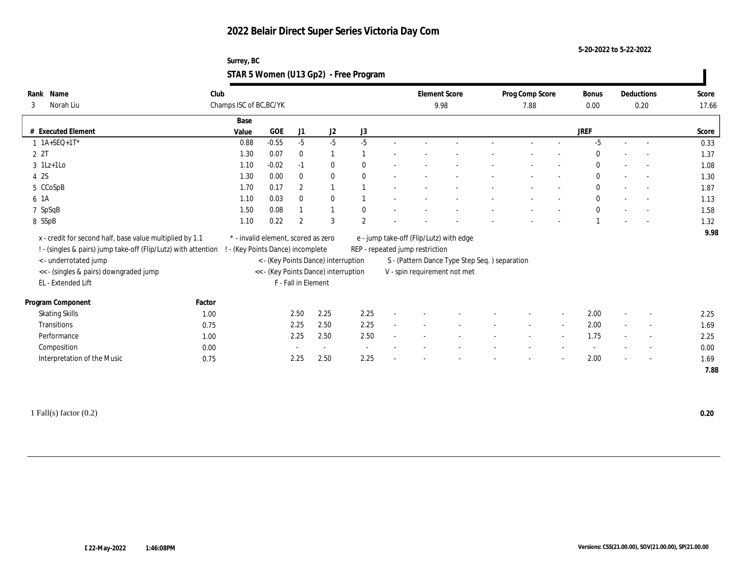# 2022 Belair Direct Super Series Victoria Day Com

5-20-2022 to 5-22-2022

Surrey, BC

## STAR 5 Women (U13 Gp2) - Free Program

| Rank | Name | Club | Element Score | Prog Comp Score | Bonus | Deductions | Score |
|---|---|---|---|---|---|---|---|
| 3 | Norah Liu | Champs ISC of BC,BC/YK | 9.98 | 7.88 | 0.00 | 0.20 | 17.66 |

| # | Executed Element | Base Value | GOE | J1 | J2 | J3 | | | | | | | | | JREF | | | Score |
|---|---|---|---|---|---|---|---|---|---|---|---|---|---|---|---|---|---|---|
| 1 | 1A+SEQ+1T* | 0.88 | -0.55 | -5 | -5 | -5 | - | - | - | - | - | - | - | - | -5 | - | - | 0.33 |
| 2 | 2T | 1.30 | 0.07 | 0 | 1 | 1 | - | - | - | - | - | - | - | - | 0 | - | - | 1.37 |
| 3 | 1Lz+1Lo | 1.10 | -0.02 | -1 | 0 | 0 | - | - | - | - | - | - | - | - | 0 | - | - | 1.08 |
| 4 | 2S | 1.30 | 0.00 | 0 | 0 | 0 | - | - | - | - | - | - | - | - | 0 | - | - | 1.30 |
| 5 | CCoSpB | 1.70 | 0.17 | 2 | 1 | 1 | - | - | - | - | - | - | - | - | 0 | - | - | 1.87 |
| 6 | 1A | 1.10 | 0.03 | 0 | 0 | 1 | - | - | - | - | - | - | - | - | 0 | - | - | 1.13 |
| 7 | SpSqB | 1.50 | 0.08 | 1 | 1 | 0 | - | - | - | - | - | - | - | - | 0 | - | - | 1.58 |
| 8 | SSpB | 1.10 | 0.22 | 2 | 3 | 2 | - | - | - | - | - | - | - | - | 1 | - | - | 1.32 |
| | | | | | | | | | | | | | | | | | | 9.98 |

x - credit for second half, base value multiplied by 1.1
! - (singles & pairs) jump take-off (Flip/Lutz) with attention
< - underrotated jump
<< - (singles & pairs) downgraded jump
EL - Extended Lift
* - invalid element, scored as zero
! - (Key Points Dance) incomplete
< - (Key Points Dance) interruption
<< - (Key Points Dance) interruption
F - Fall in Element
e - jump take-off (Flip/Lutz) with edge
REP - repeated jump restriction
S - (Pattern Dance Type Step Seq. ) separation
V - spin requirement not met

| Program Component | Factor | J1 | J2 | J3 | | | | | | | | | JREF | | | Score |
|---|---|---|---|---|---|---|---|---|---|---|---|---|---|---|---|---|
| Skating Skills | 1.00 | 2.50 | 2.25 | 2.25 | - | - | - | - | - | - | - | - | 2.00 | - | - | 2.25 |
| Transitions | 0.75 | 2.25 | 2.50 | 2.25 | - | - | - | - | - | - | - | - | 2.00 | - | - | 1.69 |
| Performance | 1.00 | 2.25 | 2.50 | 2.50 | - | - | - | - | - | - | - | - | 1.75 | - | - | 2.25 |
| Composition | 0.00 | - | - | - | - | - | - | - | - | - | - | - | - | - | - | 0.00 |
| Interpretation of the Music | 0.75 | 2.25 | 2.50 | 2.25 | - | - | - | - | - | - | - | - | 2.00 | - | - | 1.69 |
| | | | | | | | | | | | | | | | | 7.88 |

1 Fall(s) factor (0.2) **0.20**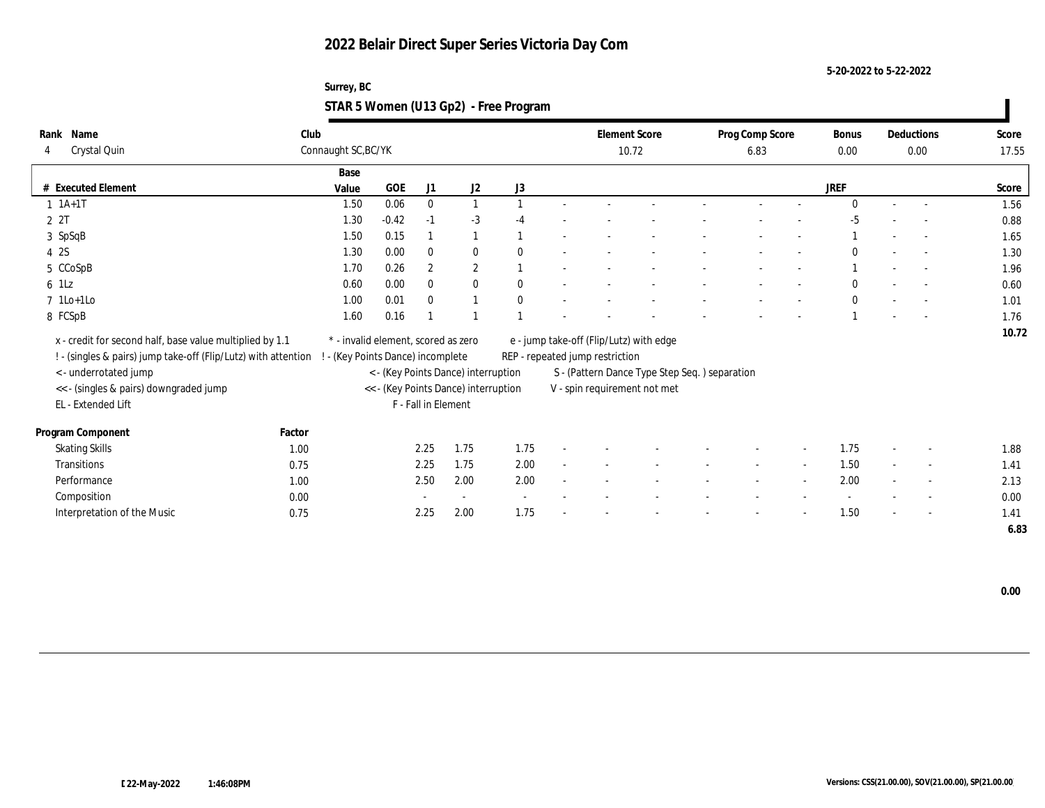# 2022 Belair Direct Super Series Victoria Day Com

5-20-2022 to 5-22-2022

Surrey, BC

## STAR 5 Women (U13 Gp2) - Free Program

| Rank | Name | Club | Element Score | Prog Comp Score | Bonus | Deductions | Score |
|---|---|---|---|---|---|---|---|
| 4 | Crystal Quin | Connaught SC,BC/YK | 10.72 | 6.83 | 0.00 | 0.00 | 17.55 |

| # | Executed Element | Base Value | GOE | J1 | J2 | J3 | | | | | | | JREF | | | Score |
|---|---|---|---|---|---|---|---|---|---|---|---|---|---|---|---|---|
| 1 | 1A+1T | 1.50 | 0.06 | 0 | 1 | 1 | - | - | - | - | - | - | 0 | - | - | 1.56 |
| 2 | 2T | 1.30 | -0.42 | -1 | -3 | -4 | - | - | - | - | - | - | -5 | - | - | 0.88 |
| 3 | SpSqB | 1.50 | 0.15 | 1 | 1 | 1 | - | - | - | - | - | - | 1 | - | - | 1.65 |
| 4 | 2S | 1.30 | 0.00 | 0 | 0 | 0 | - | - | - | - | - | - | 0 | - | - | 1.30 |
| 5 | CCoSpB | 1.70 | 0.26 | 2 | 2 | 1 | - | - | - | - | - | - | 1 | - | - | 1.96 |
| 6 | 1Lz | 0.60 | 0.00 | 0 | 0 | 0 | - | - | - | - | - | - | 0 | - | - | 0.60 |
| 7 | 1Lo+1Lo | 1.00 | 0.01 | 0 | 1 | 0 | - | - | - | - | - | - | 0 | - | - | 1.01 |
| 8 | FCSpB | 1.60 | 0.16 | 1 | 1 | 1 | - | - | - | - | - | - | 1 | - | - | 1.76 |
| | | | | | | | | | | | | | | | | 10.72 |

x - credit for second half, base value multiplied by 1.1
! - (singles & pairs) jump take-off (Flip/Lutz) with attention
< - underrotated jump
<< - (singles & pairs) downgraded jump
EL - Extended Lift
\* - invalid element, scored as zero
! - (Key Points Dance) incomplete
< - (Key Points Dance) interruption
<< - (Key Points Dance) interruption
F - Fall in Element
e - jump take-off (Flip/Lutz) with edge
REP - repeated jump restriction
S - (Pattern Dance Type Step Seq. ) separation
V - spin requirement not met

| Program Component | Factor | J1 | J2 | J3 | | | | | | | JREF | | | Score |
|---|---|---|---|---|---|---|---|---|---|---|---|---|---|---|
| Skating Skills | 1.00 | 2.25 | 1.75 | 1.75 | - | - | - | - | - | - | 1.75 | - | - | 1.88 |
| Transitions | 0.75 | 2.25 | 1.75 | 2.00 | - | - | - | - | - | - | 1.50 | - | - | 1.41 |
| Performance | 1.00 | 2.50 | 2.00 | 2.00 | - | - | - | - | - | - | 2.00 | - | - | 2.13 |
| Composition | 0.00 | - | - | - | - | - | - | - | - | - | - | - | - | 0.00 |
| Interpretation of the Music | 0.75 | 2.25 | 2.00 | 1.75 | - | - | - | - | - | - | 1.50 | - | - | 1.41 |
| | | | | | | | | | | | | | | 6.83 |

0.00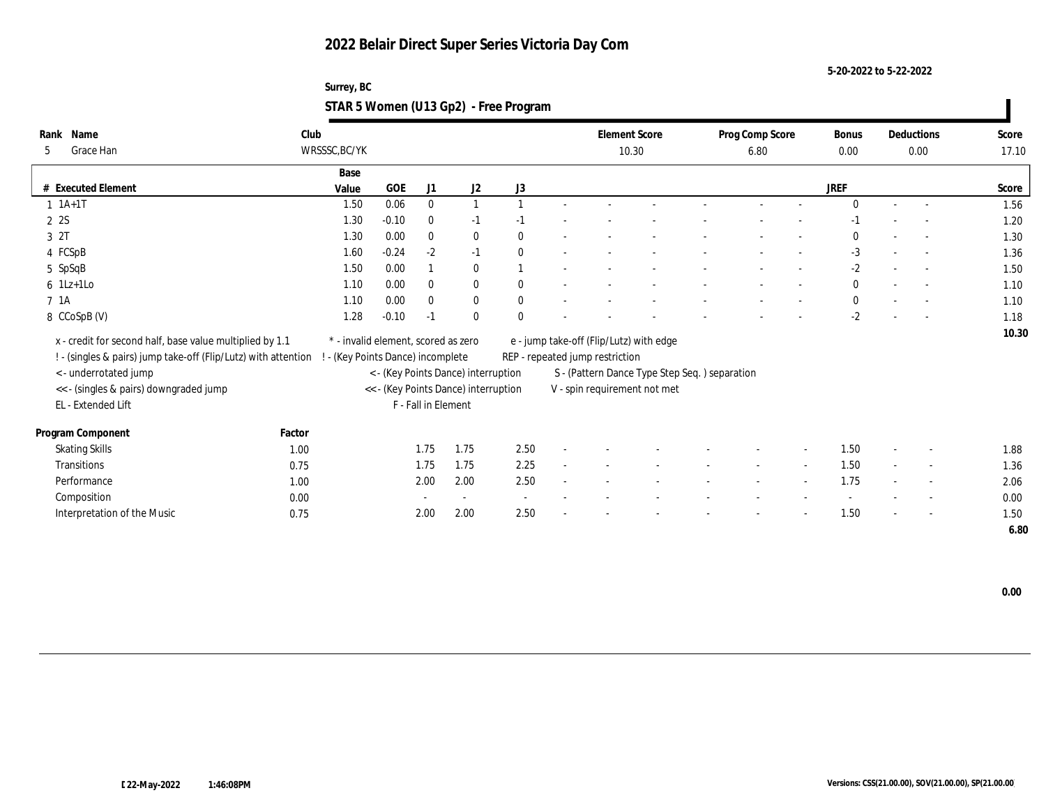# 2022 Belair Direct Super Series Victoria Day Com

5-20-2022 to 5-22-2022

Surrey, BC

## STAR 5 Women (U13 Gp2) - Free Program

| Rank | Name | Club | Element Score | Prog Comp Score | Bonus | Deductions | Score |
|---|---|---|---|---|---|---|---|
| 5 | Grace Han | WRSSSC,BC/YK | 10.30 | 6.80 | 0.00 | 0.00 | 17.10 |

| # | Executed Element | Base Value | GOE | J1 | J2 | J3 | | | | | | | | | JREF | | | Score |
|---|---|---|---|---|---|---|---|---|---|---|---|---|---|---|---|---|---|---|
| 1 | 1A+1T | 1.50 | 0.06 | 0 | 1 | 1 | - | - | - | - | - | - | - | - | 0 | - | - | 1.56 |
| 2 | 2S | 1.30 | -0.10 | 0 | -1 | -1 | - | - | - | - | - | - | - | - | -1 | - | - | 1.20 |
| 3 | 2T | 1.30 | 0.00 | 0 | 0 | 0 | - | - | - | - | - | - | - | - | 0 | - | - | 1.30 |
| 4 | FCSpB | 1.60 | -0.24 | -2 | -1 | 0 | - | - | - | - | - | - | - | - | -3 | - | - | 1.36 |
| 5 | SpSqB | 1.50 | 0.00 | 1 | 0 | 1 | - | - | - | - | - | - | - | - | -2 | - | - | 1.50 |
| 6 | 1Lz+1Lo | 1.10 | 0.00 | 0 | 0 | 0 | - | - | - | - | - | - | - | - | 0 | - | - | 1.10 |
| 7 | 1A | 1.10 | 0.00 | 0 | 0 | 0 | - | - | - | - | - | - | - | - | 0 | - | - | 1.10 |
| 8 | CCoSpB (V) | 1.28 | -0.10 | -1 | 0 | 0 | - | - | - | - | - | - | - | - | -2 | - | - | 1.18 |
| | | | | | | | | | | | | | | | | | | 10.30 |

x - credit for second half, base value multiplied by 1.1
! - (singles & pairs) jump take-off (Flip/Lutz) with attention
< - underrotated jump
<< - (singles & pairs) downgraded jump
EL - Extended Lift
\* - invalid element, scored as zero
! - (Key Points Dance) incomplete
< - (Key Points Dance) interruption
<< - (Key Points Dance) interruption
F - Fall in Element
e - jump take-off (Flip/Lutz) with edge
REP - repeated jump restriction
S - (Pattern Dance Type Step Seq. ) separation
V - spin requirement not met

| Program Component | Factor | J1 | J2 | J3 | | | | | | | | | JREF | | | Score |
|---|---|---|---|---|---|---|---|---|---|---|---|---|---|---|---|---|
| Skating Skills | 1.00 | 1.75 | 1.75 | 2.50 | - | - | - | - | - | - | - | - | 1.50 | - | - | 1.88 |
| Transitions | 0.75 | 1.75 | 1.75 | 2.25 | - | - | - | - | - | - | - | - | 1.50 | - | - | 1.36 |
| Performance | 1.00 | 2.00 | 2.00 | 2.50 | - | - | - | - | - | - | - | - | 1.75 | - | - | 2.06 |
| Composition | 0.00 | - | - | - | - | - | - | - | - | - | - | - | - | - | - | 0.00 |
| Interpretation of the Music | 0.75 | 2.00 | 2.00 | 2.50 | - | - | - | - | - | - | - | - | 1.50 | - | - | 1.50 |
| | | | | | | | | | | | | | | | | 6.80 |

0.00

22-May-2022 1:46:08PM

Versions: CSS(21.00.00), SOV(21.00.00), SP(21.00.00)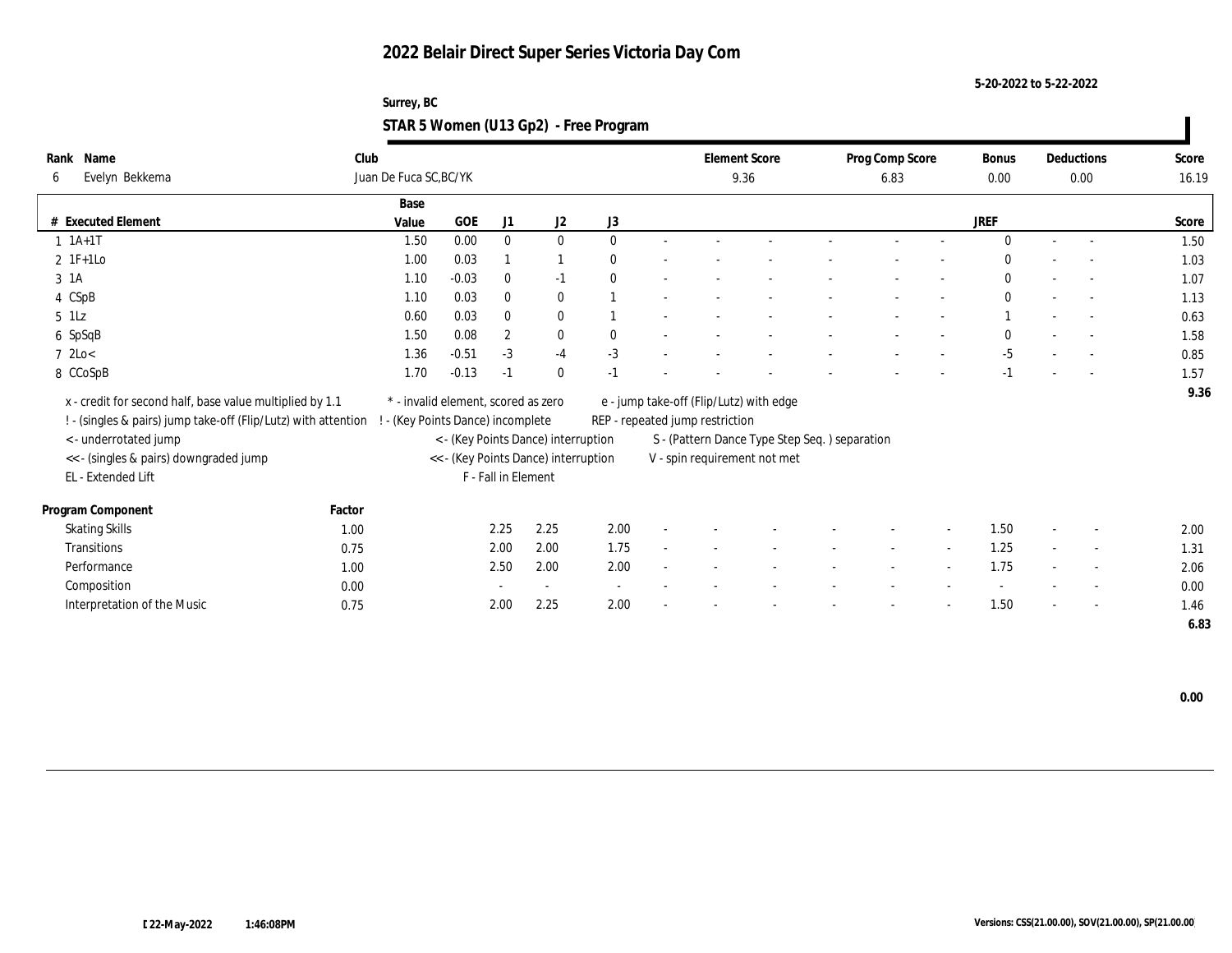# 2022 Belair Direct Super Series Victoria Day Com

5-20-2022 to 5-22-2022

Surrey, BC

## STAR 5 Women (U13 Gp2) - Free Program

| Rank | Name | Club | Element Score | Prog Comp Score | Bonus | Deductions | Score |
|---|---|---|---|---|---|---|---|
| 6 | Evelyn Bekkema | Juan De Fuca SC,BC/YK | 9.36 | 6.83 | 0.00 | 0.00 | 16.19 |

| # | Executed Element | Base Value | GOE | J1 | J2 | J3 | | | | | | | | JREF | | | Score |
|---|---|---|---|---|---|---|---|---|---|---|---|---|---|---|---|---|---|
| 1 | 1A+1T | 1.50 | 0.00 | 0 | 0 | 0 | - | - | - | - | - | - | - | 0 | - | - | 1.50 |
| 2 | 1F+1Lo | 1.00 | 0.03 | 1 | 1 | 0 | - | - | - | - | - | - | - | 0 | - | - | 1.03 |
| 3 | 1A | 1.10 | -0.03 | 0 | -1 | 0 | - | - | - | - | - | - | - | 0 | - | - | 1.07 |
| 4 | CSpB | 1.10 | 0.03 | 0 | 0 | 1 | - | - | - | - | - | - | - | 0 | - | - | 1.13 |
| 5 | 1Lz | 0.60 | 0.03 | 0 | 0 | 1 | - | - | - | - | - | - | - | 1 | - | - | 0.63 |
| 6 | SpSqB | 1.50 | 0.08 | 2 | 0 | 0 | - | - | - | - | - | - | - | 0 | - | - | 1.58 |
| 7 | 2Lo< | 1.36 | -0.51 | -3 | -4 | -3 | - | - | - | - | - | - | - | -5 | - | - | 0.85 |
| 8 | CCoSpB | 1.70 | -0.13 | -1 | 0 | -1 | - | - | - | - | - | - | - | -1 | - | - | 1.57 |
| | | | | | | | | | | | | | | | | | 9.36 |

x - credit for second half, base value multiplied by 1.1
! - (singles & pairs) jump take-off (Flip/Lutz) with attention
< - underrotated jump
<< - (singles & pairs) downgraded jump
EL - Extended Lift

* - invalid element, scored as zero
! - (Key Points Dance) incomplete
< - (Key Points Dance) interruption
<< - (Key Points Dance) interruption
F - Fall in Element

e - jump take-off (Flip/Lutz) with edge
REP - repeated jump restriction
S - (Pattern Dance Type Step Seq. ) separation
V - spin requirement not met

| Program Component | Factor | J1 | J2 | J3 | | | | | | | | JREF | | | Score |
|---|---|---|---|---|---|---|---|---|---|---|---|---|---|---|---|
| Skating Skills | 1.00 | 2.25 | 2.25 | 2.00 | - | - | - | - | - | - | - | 1.50 | - | - | 2.00 |
| Transitions | 0.75 | 2.00 | 2.00 | 1.75 | - | - | - | - | - | - | - | 1.25 | - | - | 1.31 |
| Performance | 1.00 | 2.50 | 2.00 | 2.00 | - | - | - | - | - | - | - | 1.75 | - | - | 2.06 |
| Composition | 0.00 | - | - | - | - | - | - | - | - | - | - | - | - | - | 0.00 |
| Interpretation of the Music | 0.75 | 2.00 | 2.25 | 2.00 | - | - | - | - | - | - | - | 1.50 | - | - | 1.46 |
| | | | | | | | | | | | | | | | 6.83 |

0.00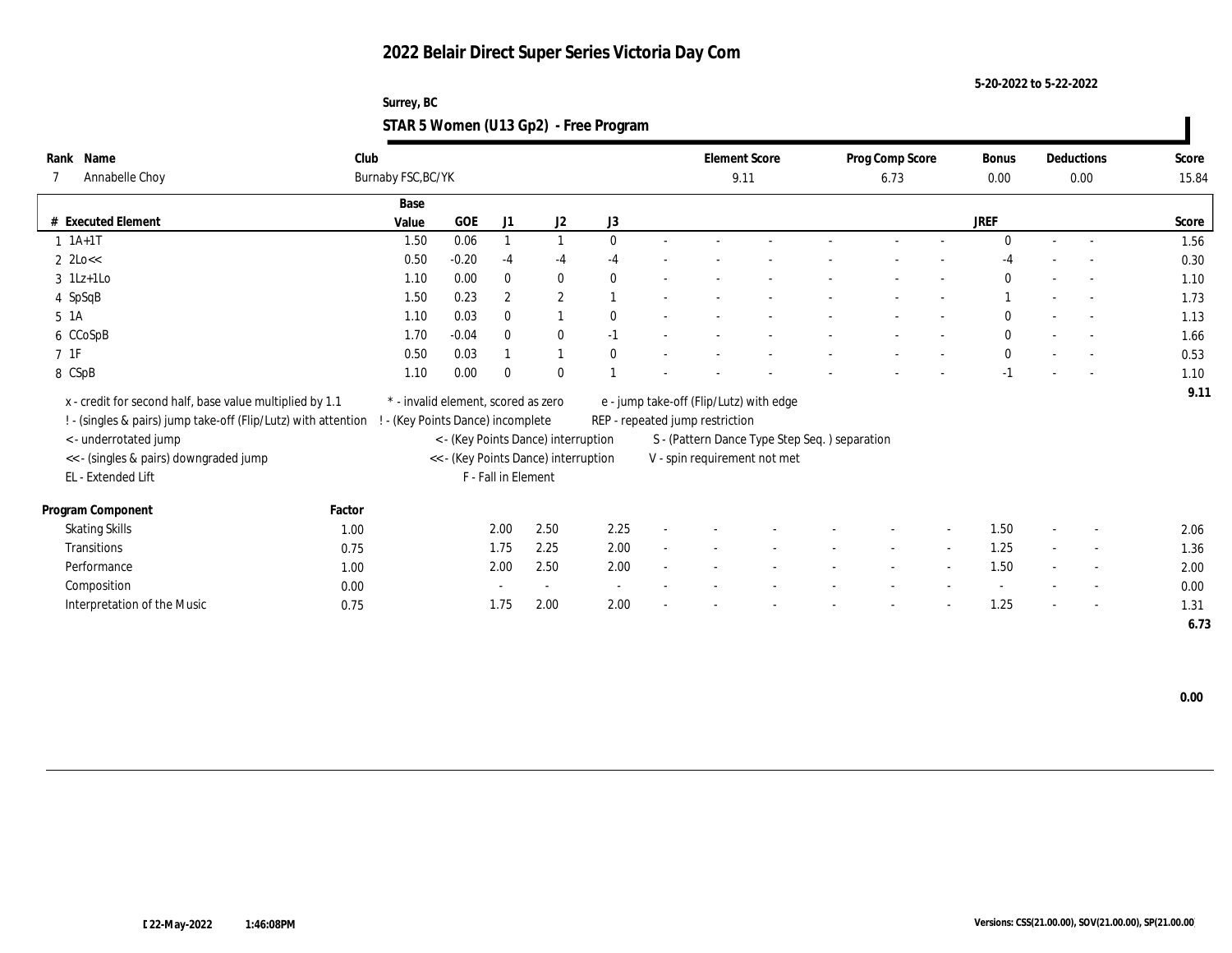# 2022 Belair Direct Super Series Victoria Day Com

5-20-2022 to 5-22-2022

Surrey, BC

## STAR 5 Women (U13 Gp2) - Free Program

| Rank | Name | Club | Element Score | Prog Comp Score | Bonus | Deductions | Score |
|---|---|---|---|---|---|---|---|
| 7 | Annabelle Choy | Burnaby FSC,BC/YK | 9.11 | 6.73 | 0.00 | 0.00 | 15.84 |

| # | Executed Element | Base Value | GOE | J1 | J2 | J3 | | | | | | | | JREF | | | Score |
|---|---|---|---|---|---|---|---|---|---|---|---|---|---|---|---|---|---|
| 1 | 1A+1T | 1.50 | 0.06 | 1 | 1 | 0 | - | - | - | - | - | - | - | 0 | - | - | 1.56 |
| 2 | 2Lo<< | 0.50 | -0.20 | -4 | -4 | -4 | - | - | - | - | - | - | - | -4 | - | - | 0.30 |
| 3 | 1Lz+1Lo | 1.10 | 0.00 | 0 | 0 | 0 | - | - | - | - | - | - | - | 0 | - | - | 1.10 |
| 4 | SpSqB | 1.50 | 0.23 | 2 | 2 | 1 | - | - | - | - | - | - | - | 1 | - | - | 1.73 |
| 5 | 1A | 1.10 | 0.03 | 0 | 1 | 0 | - | - | - | - | - | - | - | 0 | - | - | 1.13 |
| 6 | CCoSpB | 1.70 | -0.04 | 0 | 0 | -1 | - | - | - | - | - | - | - | 0 | - | - | 1.66 |
| 7 | 1F | 0.50 | 0.03 | 1 | 1 | 0 | - | - | - | - | - | - | - | 0 | - | - | 0.53 |
| 8 | CSpB | 1.10 | 0.00 | 0 | 0 | 1 | - | - | - | - | - | - | - | -1 | - | - | 1.10 |
| | | | | | | | | | | | | | | | | | 9.11 |

x - credit for second half, base value multiplied by 1.1
! - (singles & pairs) jump take-off (Flip/Lutz) with attention
< - underrotated jump
<< - (singles & pairs) downgraded jump
EL - Extended Lift
* - invalid element, scored as zero
! - (Key Points Dance) incomplete
< - (Key Points Dance) interruption
<< - (Key Points Dance) interruption
F - Fall in Element
e - jump take-off (Flip/Lutz) with edge
REP - repeated jump restriction
S - (Pattern Dance Type Step Seq. ) separation
V - spin requirement not met

| Program Component | Factor | J1 | J2 | J3 | | | | | | | | JREF | | | Score |
|---|---|---|---|---|---|---|---|---|---|---|---|---|---|---|---|
| Skating Skills | 1.00 | 2.00 | 2.50 | 2.25 | - | - | - | - | - | - | - | 1.50 | - | - | 2.06 |
| Transitions | 0.75 | 1.75 | 2.25 | 2.00 | - | - | - | - | - | - | - | 1.25 | - | - | 1.36 |
| Performance | 1.00 | 2.00 | 2.50 | 2.00 | - | - | - | - | - | - | - | 1.50 | - | - | 2.00 |
| Composition | 0.00 | - | - | - | - | - | - | - | - | - | - | - | - | - | 0.00 |
| Interpretation of the Music | 0.75 | 1.75 | 2.00 | 2.00 | - | - | - | - | - | - | - | 1.25 | - | - | 1.31 |
| | | | | | | | | | | | | | | | 6.73 |

0.00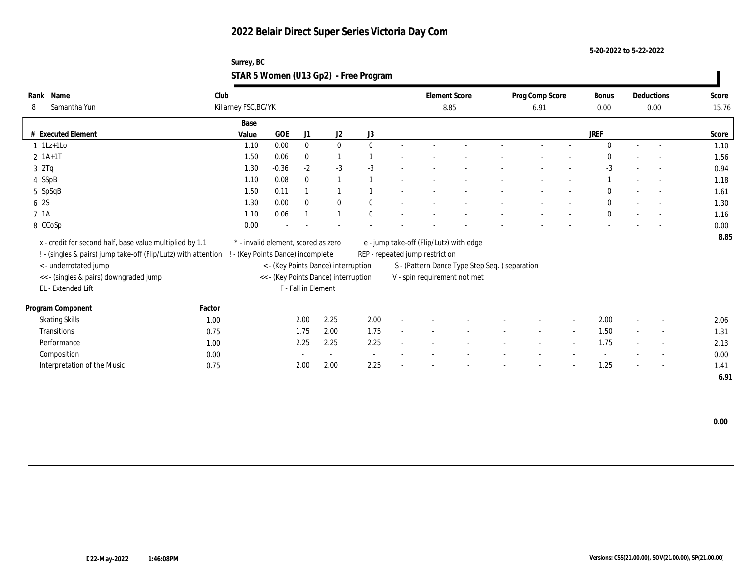# 2022 Belair Direct Super Series Victoria Day Com

5-20-2022 to 5-22-2022

Surrey, BC

## STAR 5 Women (U13 Gp2) - Free Program

| Rank | Name | Club | Element Score | Prog Comp Score | Bonus | Deductions | Score |
|---|---|---|---|---|---|---|---|
| 8 | Samantha Yun | Killarney FSC,BC/YK | 8.85 | 6.91 | 0.00 | 0.00 | 15.76 |

| # | Executed Element | Base Value | GOE | J1 | J2 | J3 | | | | | | | | | JREF | | | Score |
|---|---|---|---|---|---|---|---|---|---|---|---|---|---|---|---|---|---|---|
| 1 | 1Lz+1Lo | 1.10 | 0.00 | 0 | 0 | 0 | - | - | - | - | - | - | - | - | 0 | - | - | 1.10 |
| 2 | 1A+1T | 1.50 | 0.06 | 0 | 1 | 1 | - | - | - | - | - | - | - | - | 0 | - | - | 1.56 |
| 3 | 2Tq | 1.30 | -0.36 | -2 | -3 | -3 | - | - | - | - | - | - | - | - | -3 | - | - | 0.94 |
| 4 | SSpB | 1.10 | 0.08 | 0 | 1 | 1 | - | - | - | - | - | - | - | - | 1 | - | - | 1.18 |
| 5 | SpSqB | 1.50 | 0.11 | 1 | 1 | 1 | - | - | - | - | - | - | - | - | 0 | - | - | 1.61 |
| 6 | 2S | 1.30 | 0.00 | 0 | 0 | 0 | - | - | - | - | - | - | - | - | 0 | - | - | 1.30 |
| 7 | 1A | 1.10 | 0.06 | 1 | 1 | 0 | - | - | - | - | - | - | - | - | 0 | - | - | 1.16 |
| 8 | CCoSp | 0.00 | - | - | - | - | - | - | - | - | - | - | - | - | - | - | - | 0.00 |
| | | | | | | | | | | | | | | | | | | 8.85 |

x - credit for second half, base value multiplied by 1.1
! - (singles & pairs) jump take-off (Flip/Lutz) with attention
< - underrotated jump
<< - (singles & pairs) downgraded jump
EL - Extended Lift
* - invalid element, scored as zero
! - (Key Points Dance) incomplete
< - (Key Points Dance) interruption
<< - (Key Points Dance) interruption
F - Fall in Element
e - jump take-off (Flip/Lutz) with edge
REP - repeated jump restriction
S - (Pattern Dance Type Step Seq. ) separation
V - spin requirement not met

| Program Component | Factor | J1 | J2 | J3 | | | | | | | | | JREF | | | Score |
|---|---|---|---|---|---|---|---|---|---|---|---|---|---|---|---|---|
| Skating Skills | 1.00 | 2.00 | 2.25 | 2.00 | - | - | - | - | - | - | - | - | 2.00 | - | - | 2.06 |
| Transitions | 0.75 | 1.75 | 2.00 | 1.75 | - | - | - | - | - | - | - | - | 1.50 | - | - | 1.31 |
| Performance | 1.00 | 2.25 | 2.25 | 2.25 | - | - | - | - | - | - | - | - | 1.75 | - | - | 2.13 |
| Composition | 0.00 | - | - | - | - | - | - | - | - | - | - | - | - | - | - | 0.00 |
| Interpretation of the Music | 0.75 | 2.00 | 2.00 | 2.25 | - | - | - | - | - | - | - | - | 1.25 | - | - | 1.41 |
| | | | | | | | | | | | | | | | | 6.91 |

0.00

22-May-2022 1:46:08PM

Versions: CSS(21.00.00), SOV(21.00.00), SP(21.00.00)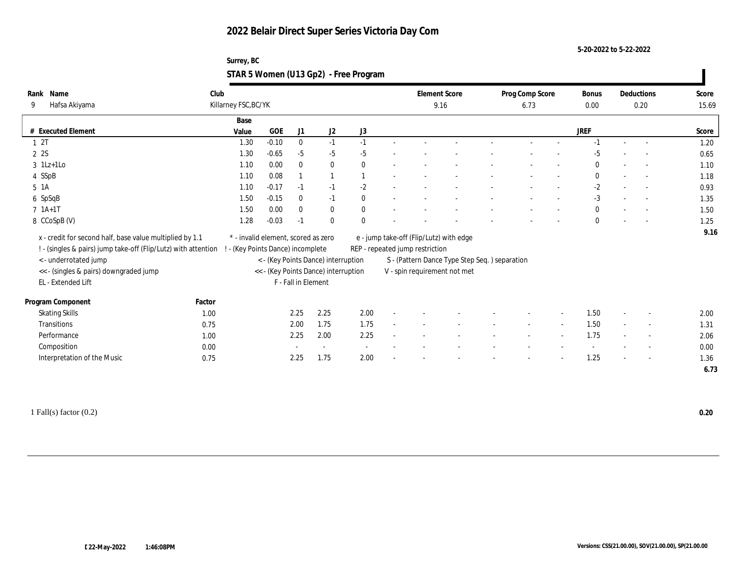# 2022 Belair Direct Super Series Victoria Day Com

5-20-2022 to 5-22-2022

Surrey, BC

## STAR 5 Women (U13 Gp2) - Free Program

| Rank | Name | Club | Element Score | Prog Comp Score | Bonus | Deductions | Score |
|---|---|---|---|---|---|---|---|
| 9 | Hafsa Akiyama | Killarney FSC,BC/YK | 9.16 | 6.73 | 0.00 | 0.20 | 15.69 |

| # | Executed Element | Base Value | GOE | J1 | J2 | J3 | | | | | | | | | JREF | | | Score |
|---|---|---|---|---|---|---|---|---|---|---|---|---|---|---|---|---|---|---|
| 1 | 2T | 1.30 | -0.10 | 0 | -1 | -1 | - | - | - | - | - | - | - | - | -1 | - | - | 1.20 |
| 2 | 2S | 1.30 | -0.65 | -5 | -5 | -5 | - | - | - | - | - | - | - | - | -5 | - | - | 0.65 |
| 3 | 1Lz+1Lo | 1.10 | 0.00 | 0 | 0 | 0 | - | - | - | - | - | - | - | - | 0 | - | - | 1.10 |
| 4 | SSpB | 1.10 | 0.08 | 1 | 1 | 1 | - | - | - | - | - | - | - | - | 0 | - | - | 1.18 |
| 5 | 1A | 1.10 | -0.17 | -1 | -1 | -2 | - | - | - | - | - | - | - | - | -2 | - | - | 0.93 |
| 6 | SpSqB | 1.50 | -0.15 | 0 | -1 | 0 | - | - | - | - | - | - | - | - | -3 | - | - | 1.35 |
| 7 | 1A+1T | 1.50 | 0.00 | 0 | 0 | 0 | - | - | - | - | - | - | - | - | 0 | - | - | 1.50 |
| 8 | CCoSpB (V) | 1.28 | -0.03 | -1 | 0 | 0 | - | - | - | - | - | - | - | - | 0 | - | - | 1.25 |
| | | | | | | | | | | | | | | | | | | 9.16 |

x - credit for second half, base value multiplied by 1.1
! - (singles & pairs) jump take-off (Flip/Lutz) with attention
< - underrotated jump
<< - (singles & pairs) downgraded jump
EL - Extended Lift
\* - invalid element, scored as zero
! - (Key Points Dance) incomplete
< - (Key Points Dance) interruption
<< - (Key Points Dance) interruption
F - Fall in Element
e - jump take-off (Flip/Lutz) with edge
REP - repeated jump restriction
S - (Pattern Dance Type Step Seq. ) separation
V - spin requirement not met

| Program Component | Factor | J1 | J2 | J3 | | | | | | | | | JREF | | | Score |
|---|---|---|---|---|---|---|---|---|---|---|---|---|---|---|---|---|
| Skating Skills | 1.00 | 2.25 | 2.25 | 2.00 | - | - | - | - | - | - | - | - | 1.50 | - | - | 2.00 |
| Transitions | 0.75 | 2.00 | 1.75 | 1.75 | - | - | - | - | - | - | - | - | 1.50 | - | - | 1.31 |
| Performance | 1.00 | 2.25 | 2.00 | 2.25 | - | - | - | - | - | - | - | - | 1.75 | - | - | 2.06 |
| Composition | 0.00 | - | - | - | - | - | - | - | - | - | - | - | - | - | - | 0.00 |
| Interpretation of the Music | 0.75 | 2.25 | 1.75 | 2.00 | - | - | - | - | - | - | - | - | 1.25 | - | - | 1.36 |
| | | | | | | | | | | | | | | | | 6.73 |

1 Fall(s) factor (0.2) **0.20**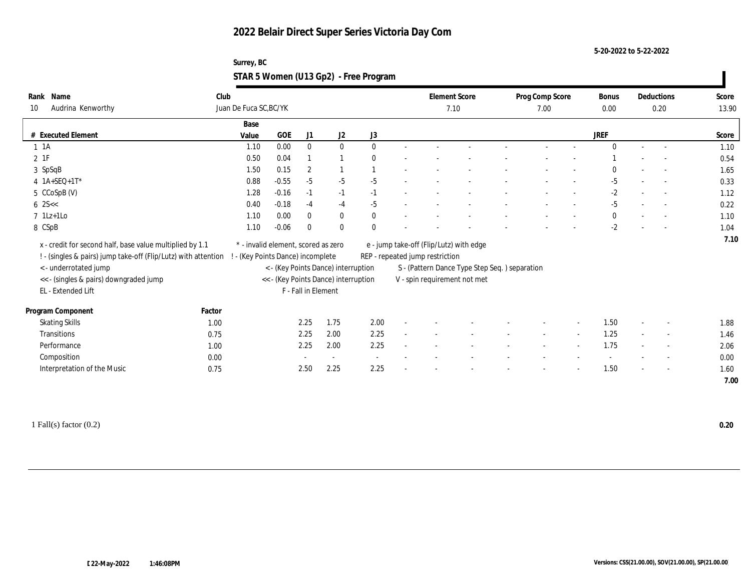# 2022 Belair Direct Super Series Victoria Day Com

5-20-2022 to 5-22-2022

Surrey, BC

## STAR 5 Women (U13 Gp2) - Free Program

| Rank | Name | Club | Element Score | Prog Comp Score | Bonus | Deductions | Score |
|---|---|---|---|---|---|---|---|
| 10 | Audrina Kenworthy | Juan De Fuca SC,BC/YK | 7.10 | 7.00 | 0.00 | 0.20 | 13.90 |

| # | Executed Element | Base Value | GOE | J1 | J2 | J3 | | | | | | | | | JREF | | | Score |
|---|---|---|---|---|---|---|---|---|---|---|---|---|---|---|---|---|---|---|
| 1 | 1A | 1.10 | 0.00 | 0 | 0 | 0 | - | - | - | - | - | - | - | | 0 | - | - | 1.10 |
| 2 | 1F | 0.50 | 0.04 | 1 | 1 | 0 | - | - | - | - | - | - | - | | 1 | - | - | 0.54 |
| 3 | SpSqB | 1.50 | 0.15 | 2 | 1 | 1 | - | - | - | - | - | - | - | | 0 | - | - | 1.65 |
| 4 | 1A+SEQ+1T* | 0.88 | -0.55 | -5 | -5 | -5 | - | - | - | - | - | - | - | | -5 | - | - | 0.33 |
| 5 | CCoSpB (V) | 1.28 | -0.16 | -1 | -1 | -1 | - | - | - | - | - | - | - | | -2 | - | - | 1.12 |
| 6 | 2S<< | 0.40 | -0.18 | -4 | -4 | -5 | - | - | - | - | - | - | - | | -5 | - | - | 0.22 |
| 7 | 1Lz+1Lo | 1.10 | 0.00 | 0 | 0 | 0 | - | - | - | - | - | - | - | | 0 | - | - | 1.10 |
| 8 | CSpB | 1.10 | -0.06 | 0 | 0 | 0 | - | - | - | - | - | - | - | | -2 | - | - | 1.04 |
| | | | | | | | | | | | | | | | | | | 7.10 |

x - credit for second half, base value multiplied by 1.1
! - (singles & pairs) jump take-off (Flip/Lutz) with attention
< - underrotated jump
<< - (singles & pairs) downgraded jump
EL - Extended Lift
* - invalid element, scored as zero
! - (Key Points Dance) incomplete
< - (Key Points Dance) interruption
<< - (Key Points Dance) interruption
F - Fall in Element
e - jump take-off (Flip/Lutz) with edge
REP - repeated jump restriction
S - (Pattern Dance Type Step Seq. ) separation
V - spin requirement not met

| Program Component | Factor | J1 | J2 | J3 | | | | | | | | JREF | | | Score |
|---|---|---|---|---|---|---|---|---|---|---|---|---|---|---|---|
| Skating Skills | 1.00 | 2.25 | 1.75 | 2.00 | - | - | - | - | - | - | - | 1.50 | - | - | 1.88 |
| Transitions | 0.75 | 2.25 | 2.00 | 2.25 | - | - | - | - | - | - | - | 1.25 | - | - | 1.46 |
| Performance | 1.00 | 2.25 | 2.00 | 2.25 | - | - | - | - | - | - | - | 1.75 | - | - | 2.06 |
| Composition | 0.00 | - | - | - | - | - | - | - | - | - | - | - | - | - | 0.00 |
| Interpretation of the Music | 0.75 | 2.50 | 2.25 | 2.25 | - | - | - | - | - | - | - | 1.50 | - | - | 1.60 |
| | | | | | | | | | | | | | | | 7.00 |

1 Fall(s) factor (0.2) — 0.20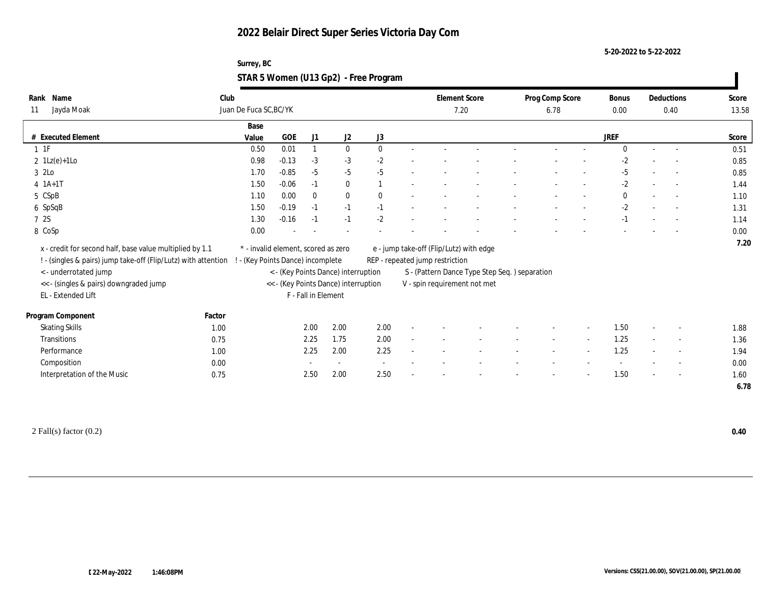# 2022 Belair Direct Super Series Victoria Day Com

5-20-2022 to 5-22-2022

Surrey, BC

## STAR 5 Women (U13 Gp2) - Free Program

| Rank | Name | Club | Element Score | Prog Comp Score | Bonus | Deductions | Score |
|---|---|---|---|---|---|---|---|
| 11 | Jayda Moak | Juan De Fuca SC,BC/YK | 7.20 | 6.78 | 0.00 | 0.40 | 13.58 |

| # | Executed Element | Base Value | GOE | J1 | J2 | J3 | | | | | | | | JREF | | | Score |
|---|---|---|---|---|---|---|---|---|---|---|---|---|---|---|---|---|---|
| 1 | 1F | 0.50 | 0.01 | 1 | 0 | 0 | - | - | - | - | - | - | - | 0 | - | - | 0.51 |
| 2 | 1Lz(e)+1Lo | 0.98 | -0.13 | -3 | -3 | -2 | - | - | - | - | - | - | - | -2 | - | - | 0.85 |
| 3 | 2Lo | 1.70 | -0.85 | -5 | -5 | -5 | - | - | - | - | - | - | - | -5 | - | - | 0.85 |
| 4 | 1A+1T | 1.50 | -0.06 | -1 | 0 | 1 | - | - | - | - | - | - | - | -2 | - | - | 1.44 |
| 5 | CSpB | 1.10 | 0.00 | 0 | 0 | 0 | - | - | - | - | - | - | - | 0 | - | - | 1.10 |
| 6 | SpSqB | 1.50 | -0.19 | -1 | -1 | -1 | - | - | - | - | - | - | - | -2 | - | - | 1.31 |
| 7 | 2S | 1.30 | -0.16 | -1 | -1 | -2 | - | - | - | - | - | - | - | -1 | - | - | 1.14 |
| 8 | CoSp | 0.00 | - | - | - | - | - | - | - | - | - | - | - | - | - | - | 0.00 |
| | | | | | | | | | | | | | | | | | 7.20 |

x - credit for second half, base value multiplied by 1.1
! - (singles & pairs) jump take-off (Flip/Lutz) with attention
< - underrotated jump
<< - (singles & pairs) downgraded jump
EL - Extended Lift
* - invalid element, scored as zero
! - (Key Points Dance) incomplete
< - (Key Points Dance) interruption
<< - (Key Points Dance) interruption
F - Fall in Element
e - jump take-off (Flip/Lutz) with edge
REP - repeated jump restriction
S - (Pattern Dance Type Step Seq. ) separation
V - spin requirement not met

| Program Component | Factor | J1 | J2 | J3 | | | | | | | | JREF | | | Score |
|---|---|---|---|---|---|---|---|---|---|---|---|---|---|---|---|
| Skating Skills | 1.00 | 2.00 | 2.00 | 2.00 | - | - | - | - | - | - | - | 1.50 | - | - | 1.88 |
| Transitions | 0.75 | 2.25 | 1.75 | 2.00 | - | - | - | - | - | - | - | 1.25 | - | - | 1.36 |
| Performance | 1.00 | 2.25 | 2.00 | 2.25 | - | - | - | - | - | - | - | 1.25 | - | - | 1.94 |
| Composition | 0.00 | - | - | - | - | - | - | - | - | - | - | - | - | - | 0.00 |
| Interpretation of the Music | 0.75 | 2.50 | 2.00 | 2.50 | - | - | - | - | - | - | - | 1.50 | - | - | 1.60 |
| | | | | | | | | | | | | | | | 6.78 |

2 Fall(s) factor (0.2) **0.40**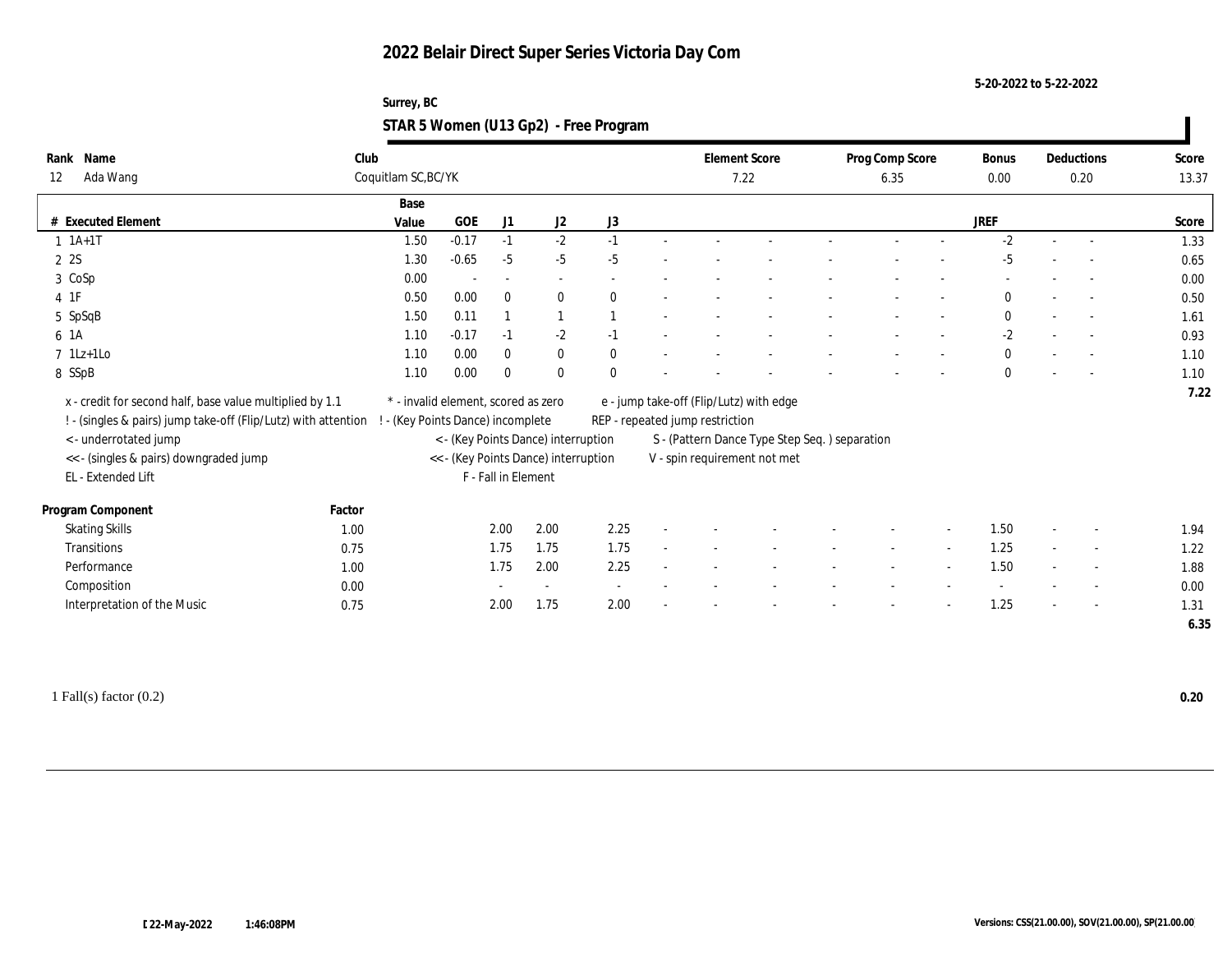# 2022 Belair Direct Super Series Victoria Day Com

5-20-2022 to 5-22-2022

Surrey, BC

## STAR 5 Women (U13 Gp2) - Free Program

| Rank | Name | Club | Element Score | Prog Comp Score | Bonus | Deductions | Score |
|---|---|---|---|---|---|---|---|
| 12 | Ada Wang | Coquitlam SC,BC/YK | 7.22 | 6.35 | 0.00 | 0.20 | 13.37 |

| # | Executed Element | Base Value | GOE | J1 | J2 | J3 | | | | | | | | JREF | | | Score |
|---|---|---|---|---|---|---|---|---|---|---|---|---|---|---|---|---|---|
| 1 | 1A+1T | 1.50 | -0.17 | -1 | -2 | -1 | - | - | - | - | - | - | - | -2 | - | - | 1.33 |
| 2 | 2S | 1.30 | -0.65 | -5 | -5 | -5 | - | - | - | - | - | - | - | -5 | - | - | 0.65 |
| 3 | CoSp | 0.00 | - | - | - | - | - | - | - | - | - | - | - | - | - | - | 0.00 |
| 4 | 1F | 0.50 | 0.00 | 0 | 0 | 0 | - | - | - | - | - | - | - | 0 | - | - | 0.50 |
| 5 | SpSqB | 1.50 | 0.11 | 1 | 1 | 1 | - | - | - | - | - | - | - | 0 | - | - | 1.61 |
| 6 | 1A | 1.10 | -0.17 | -1 | -2 | -1 | - | - | - | - | - | - | - | -2 | - | - | 0.93 |
| 7 | 1Lz+1Lo | 1.10 | 0.00 | 0 | 0 | 0 | - | - | - | - | - | - | - | 0 | - | - | 1.10 |
| 8 | SSpB | 1.10 | 0.00 | 0 | 0 | 0 | - | - | - | - | - | - | - | 0 | - | - | 1.10 |
| | | | | | | | | | | | | | | | | | 7.22 |

x - credit for second half, base value multiplied by 1.1
! - (singles & pairs) jump take-off (Flip/Lutz) with attention
< - underrotated jump
<< - (singles & pairs) downgraded jump
EL - Extended Lift
\* - invalid element, scored as zero
! - (Key Points Dance) incomplete
< - (Key Points Dance) interruption
<< - (Key Points Dance) interruption
F - Fall in Element
e - jump take-off (Flip/Lutz) with edge
REP - repeated jump restriction
S - (Pattern Dance Type Step Seq. ) separation
V - spin requirement not met

| Program Component | Factor | J1 | J2 | J3 | | | | | | | | JREF | | | Score |
|---|---|---|---|---|---|---|---|---|---|---|---|---|---|---|---|
| Skating Skills | 1.00 | 2.00 | 2.00 | 2.25 | - | - | - | - | - | - | - | 1.50 | - | - | 1.94 |
| Transitions | 0.75 | 1.75 | 1.75 | 1.75 | - | - | - | - | - | - | - | 1.25 | - | - | 1.22 |
| Performance | 1.00 | 1.75 | 2.00 | 2.25 | - | - | - | - | - | - | - | 1.50 | - | - | 1.88 |
| Composition | 0.00 | - | - | - | - | - | - | - | - | - | - | - | - | - | 0.00 |
| Interpretation of the Music | 0.75 | 2.00 | 1.75 | 2.00 | - | - | - | - | - | - | - | 1.25 | - | - | 1.31 |
| | | | | | | | | | | | | | | | 6.35 |

1 Fall(s) factor (0.2) **0.20**